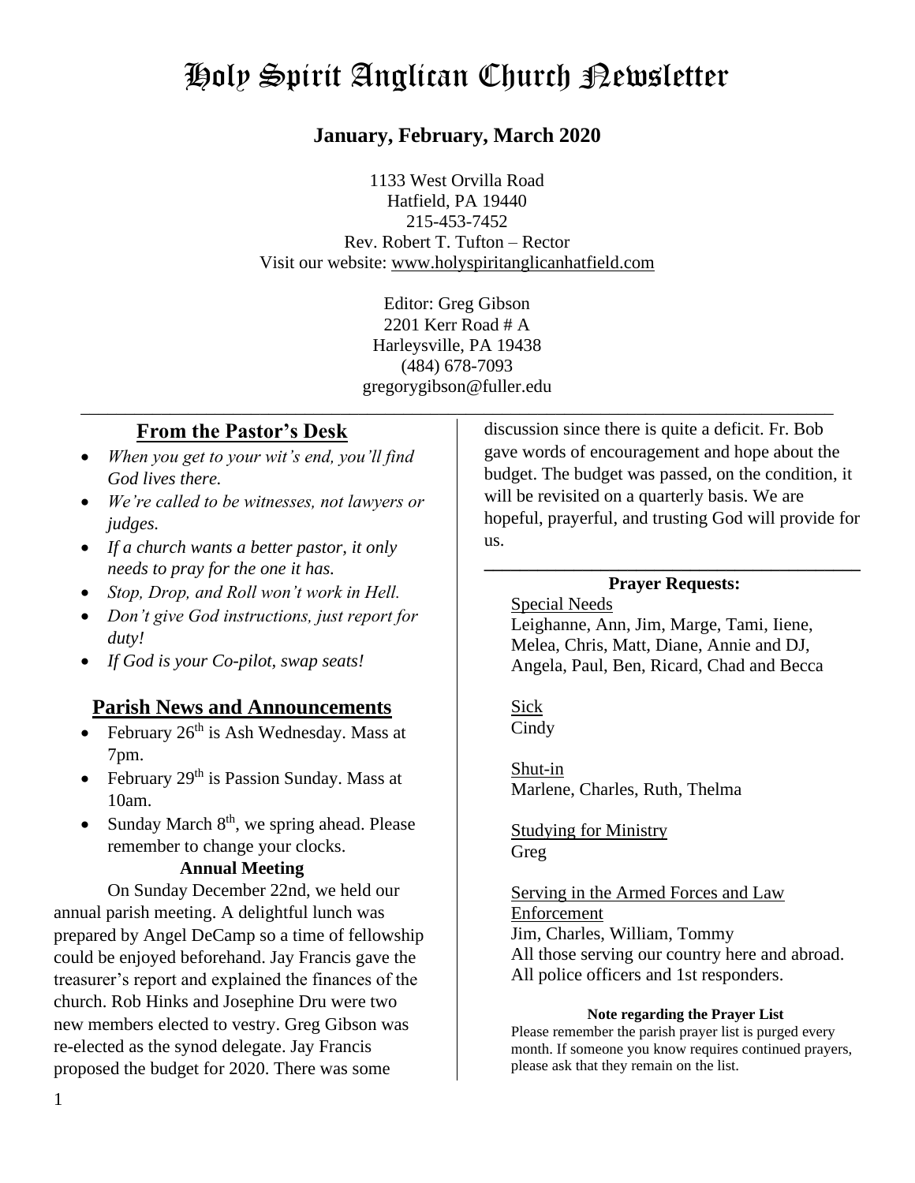# Holy Spirit Anglican Church Newsletter

## January, February, March 2020

1133 West Orvilla Road
Hatfield, PA 19440
215-453-7452
Rev. Robert T. Tufton – Rector
Visit our website: www.holyspiritanglicanhatfield.com

Editor: Greg Gibson
2201 Kerr Road # A
Harleysville, PA 19438
(484) 678-7093
gregorygibson@fuller.edu

---

## From the Pastor's Desk

- *When you get to your wit's end, you'll find God lives there.*
- *We're called to be witnesses, not lawyers or judges.*
- *If a church wants a better pastor, it only needs to pray for the one it has.*
- *Stop, Drop, and Roll won't work in Hell.*
- *Don't give God instructions, just report for duty!*
- *If God is your Co-pilot, swap seats!*

## Parish News and Announcements

- February 26th is Ash Wednesday. Mass at 7pm.
- February 29th is Passion Sunday. Mass at 10am.
- Sunday March 8th, we spring ahead. Please remember to change your clocks.

### Annual Meeting

On Sunday December 22nd, we held our annual parish meeting. A delightful lunch was prepared by Angel DeCamp so a time of fellowship could be enjoyed beforehand. Jay Francis gave the treasurer's report and explained the finances of the church. Rob Hinks and Josephine Dru were two new members elected to vestry. Greg Gibson was re-elected as the synod delegate. Jay Francis proposed the budget for 2020. There was some discussion since there is quite a deficit. Fr. Bob gave words of encouragement and hope about the budget. The budget was passed, on the condition, it will be revisited on a quarterly basis. We are hopeful, prayerful, and trusting God will provide for us.

---

### Prayer Requests:

Special Needs
Leighanne, Ann, Jim, Marge, Tami, Iiene, Melea, Chris, Matt, Diane, Annie and DJ, Angela, Paul, Ben, Ricard, Chad and Becca

Sick
Cindy

Shut-in
Marlene, Charles, Ruth, Thelma

Studying for Ministry
Greg

Serving in the Armed Forces and Law Enforcement
Jim, Charles, William, Tommy
All those serving our country here and abroad.
All police officers and 1st responders.

**Note regarding the Prayer List**

Please remember the parish prayer list is purged every month. If someone you know requires continued prayers, please ask that they remain on the list.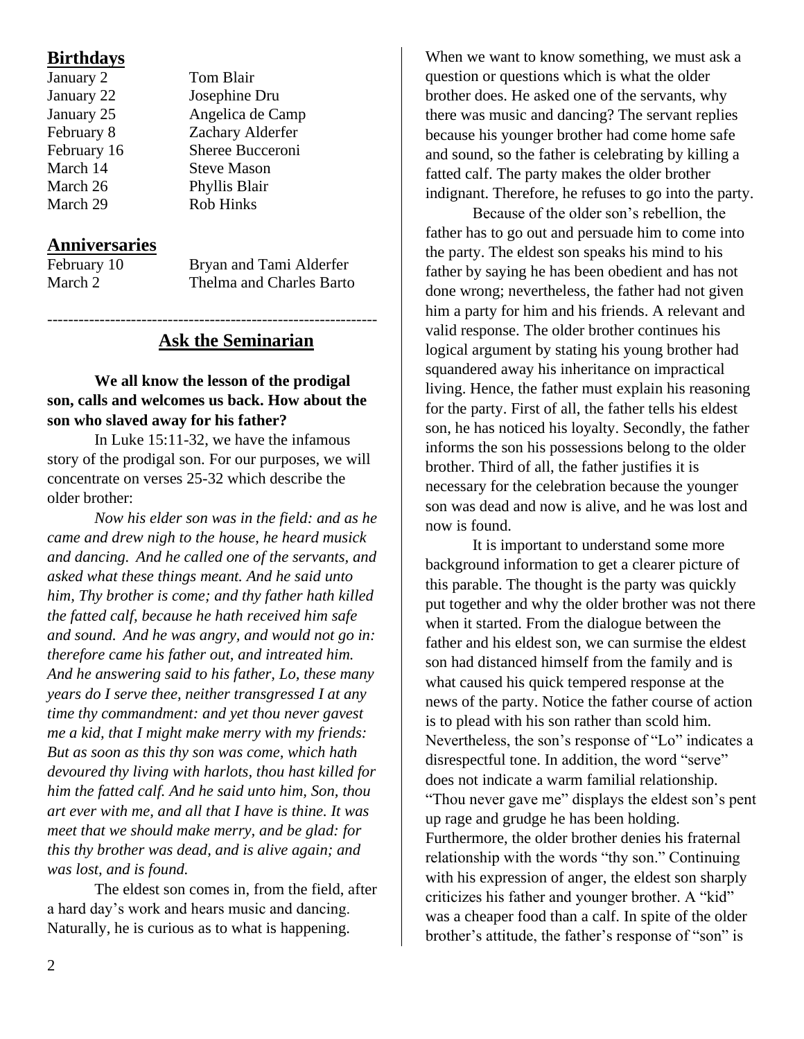## Birthdays

| | |
|---|---|
| January 2 | Tom Blair |
| January 22 | Josephine Dru |
| January 25 | Angelica de Camp |
| February 8 | Zachary Alderfer |
| February 16 | Sheree Bucceroni |
| March 14 | Steve Mason |
| March 26 | Phyllis Blair |
| March 29 | Rob Hinks |

## Anniversaries

| | |
|---|---|
| February 10 | Bryan and Tami Alderfer |
| March 2 | Thelma and Charles Barto |

---

## Ask the Seminarian

**We all know the lesson of the prodigal son, calls and welcomes us back. How about the son who slaved away for his father?**

In Luke 15:11-32, we have the infamous story of the prodigal son. For our purposes, we will concentrate on verses 25-32 which describe the older brother:

*Now his elder son was in the field: and as he came and drew nigh to the house, he heard musick and dancing. And he called one of the servants, and asked what these things meant. And he said unto him, Thy brother is come; and thy father hath killed the fatted calf, because he hath received him safe and sound. And he was angry, and would not go in: therefore came his father out, and intreated him. And he answering said to his father, Lo, these many years do I serve thee, neither transgressed I at any time thy commandment: and yet thou never gavest me a kid, that I might make merry with my friends: But as soon as this thy son was come, which hath devoured thy living with harlots, thou hast killed for him the fatted calf. And he said unto him, Son, thou art ever with me, and all that I have is thine. It was meet that we should make merry, and be glad: for this thy brother was dead, and is alive again; and was lost, and is found.*

The eldest son comes in, from the field, after a hard day's work and hears music and dancing. Naturally, he is curious as to what is happening. When we want to know something, we must ask a question or questions which is what the older brother does. He asked one of the servants, why there was music and dancing? The servant replies because his younger brother had come home safe and sound, so the father is celebrating by killing a fatted calf. The party makes the older brother indignant. Therefore, he refuses to go into the party.

Because of the older son's rebellion, the father has to go out and persuade him to come into the party. The eldest son speaks his mind to his father by saying he has been obedient and has not done wrong; nevertheless, the father had not given him a party for him and his friends. A relevant and valid response. The older brother continues his logical argument by stating his young brother had squandered away his inheritance on impractical living. Hence, the father must explain his reasoning for the party. First of all, the father tells his eldest son, he has noticed his loyalty. Secondly, the father informs the son his possessions belong to the older brother. Third of all, the father justifies it is necessary for the celebration because the younger son was dead and now is alive, and he was lost and now is found.

It is important to understand some more background information to get a clearer picture of this parable. The thought is the party was quickly put together and why the older brother was not there when it started. From the dialogue between the father and his eldest son, we can surmise the eldest son had distanced himself from the family and is what caused his quick tempered response at the news of the party. Notice the father course of action is to plead with his son rather than scold him. Nevertheless, the son's response of "Lo" indicates a disrespectful tone. In addition, the word "serve" does not indicate a warm familial relationship. "Thou never gave me" displays the eldest son's pent up rage and grudge he has been holding. Furthermore, the older brother denies his fraternal relationship with the words "thy son." Continuing with his expression of anger, the eldest son sharply criticizes his father and younger brother. A "kid" was a cheaper food than a calf. In spite of the older brother's attitude, the father's response of "son" is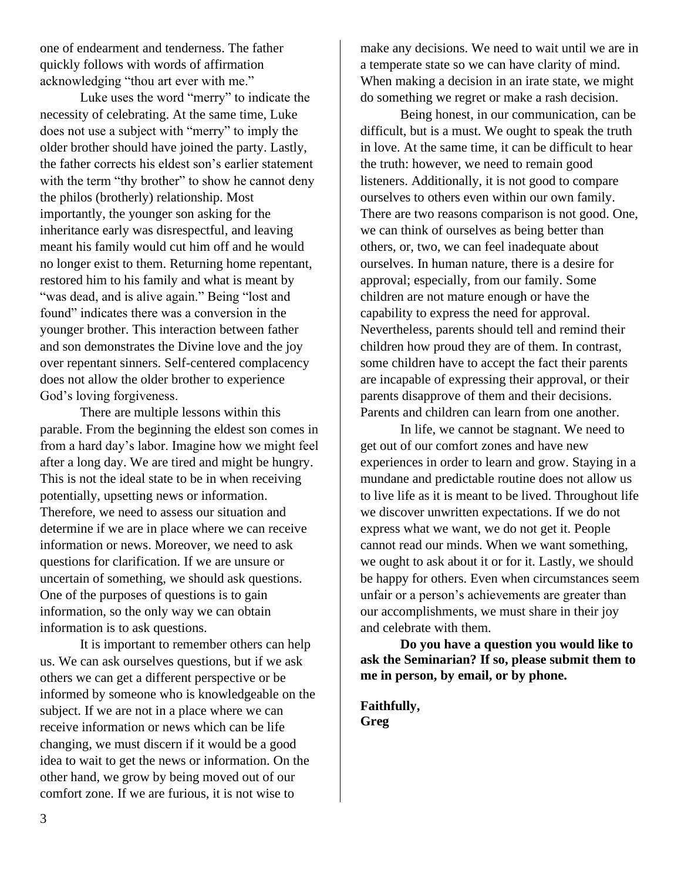one of endearment and tenderness. The father quickly follows with words of affirmation acknowledging "thou art ever with me."

Luke uses the word "merry" to indicate the necessity of celebrating. At the same time, Luke does not use a subject with "merry" to imply the older brother should have joined the party. Lastly, the father corrects his eldest son's earlier statement with the term "thy brother" to show he cannot deny the philos (brotherly) relationship. Most importantly, the younger son asking for the inheritance early was disrespectful, and leaving meant his family would cut him off and he would no longer exist to them. Returning home repentant, restored him to his family and what is meant by "was dead, and is alive again." Being "lost and found" indicates there was a conversion in the younger brother. This interaction between father and son demonstrates the Divine love and the joy over repentant sinners. Self-centered complacency does not allow the older brother to experience God's loving forgiveness.

There are multiple lessons within this parable. From the beginning the eldest son comes in from a hard day's labor. Imagine how we might feel after a long day. We are tired and might be hungry. This is not the ideal state to be in when receiving potentially, upsetting news or information. Therefore, we need to assess our situation and determine if we are in place where we can receive information or news. Moreover, we need to ask questions for clarification. If we are unsure or uncertain of something, we should ask questions. One of the purposes of questions is to gain information, so the only way we can obtain information is to ask questions.

It is important to remember others can help us. We can ask ourselves questions, but if we ask others we can get a different perspective or be informed by someone who is knowledgeable on the subject. If we are not in a place where we can receive information or news which can be life changing, we must discern if it would be a good idea to wait to get the news or information. On the other hand, we grow by being moved out of our comfort zone. If we are furious, it is not wise to make any decisions. We need to wait until we are in a temperate state so we can have clarity of mind. When making a decision in an irate state, we might do something we regret or make a rash decision.

Being honest, in our communication, can be difficult, but is a must. We ought to speak the truth in love. At the same time, it can be difficult to hear the truth: however, we need to remain good listeners. Additionally, it is not good to compare ourselves to others even within our own family. There are two reasons comparison is not good. One, we can think of ourselves as being better than others, or, two, we can feel inadequate about ourselves. In human nature, there is a desire for approval; especially, from our family. Some children are not mature enough or have the capability to express the need for approval. Nevertheless, parents should tell and remind their children how proud they are of them. In contrast, some children have to accept the fact their parents are incapable of expressing their approval, or their parents disapprove of them and their decisions. Parents and children can learn from one another.

In life, we cannot be stagnant. We need to get out of our comfort zones and have new experiences in order to learn and grow. Staying in a mundane and predictable routine does not allow us to live life as it is meant to be lived. Throughout life we discover unwritten expectations. If we do not express what we want, we do not get it. People cannot read our minds. When we want something, we ought to ask about it or for it. Lastly, we should be happy for others. Even when circumstances seem unfair or a person's achievements are greater than our accomplishments, we must share in their joy and celebrate with them.

**Do you have a question you would like to ask the Seminarian? If so, please submit them to me in person, by email, or by phone.**

**Faithfully,**
**Greg**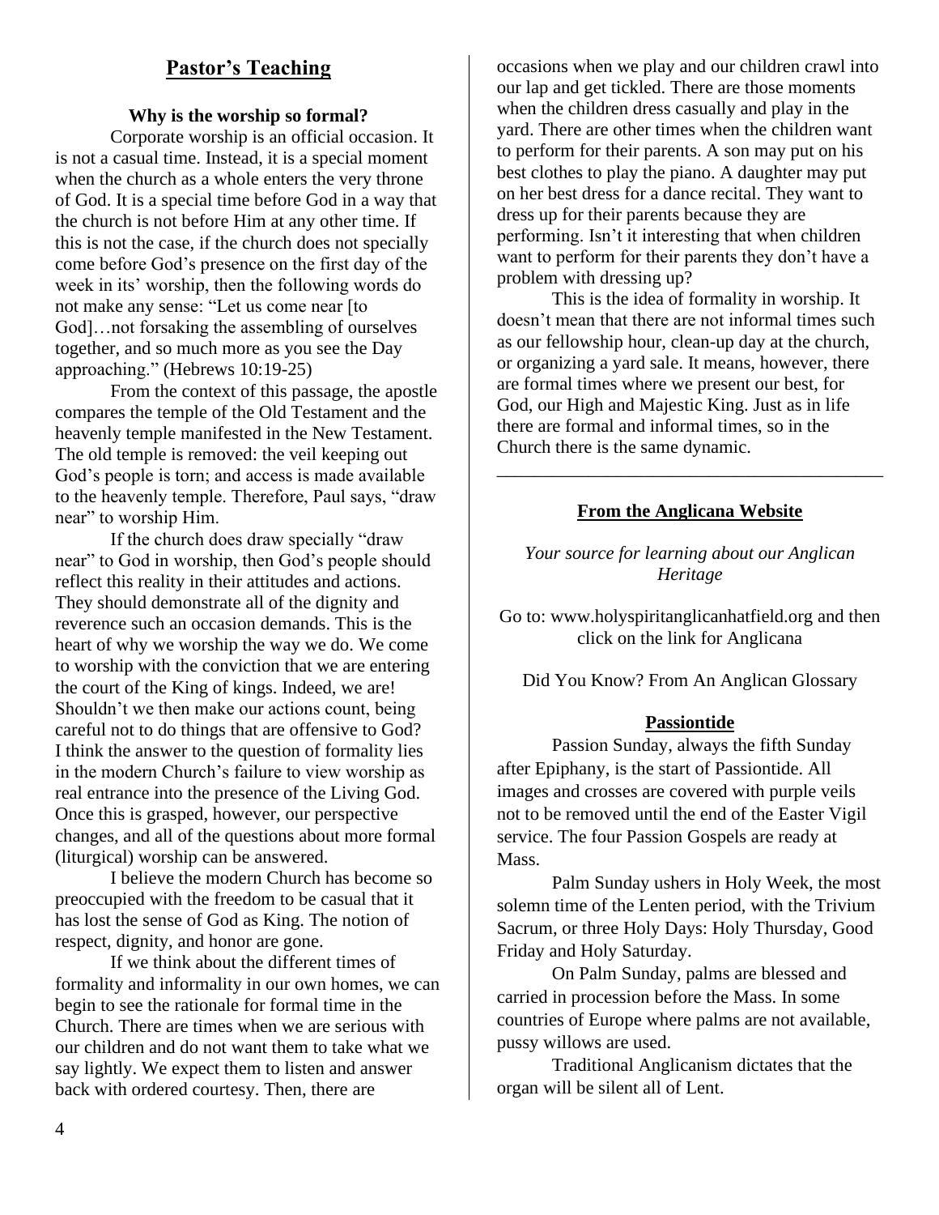## Pastor's Teaching

**Why is the worship so formal?**

Corporate worship is an official occasion. It is not a casual time. Instead, it is a special moment when the church as a whole enters the very throne of God. It is a special time before God in a way that the church is not before Him at any other time. If this is not the case, if the church does not specially come before God's presence on the first day of the week in its' worship, then the following words do not make any sense: "Let us come near [to God]…not forsaking the assembling of ourselves together, and so much more as you see the Day approaching." (Hebrews 10:19-25)

From the context of this passage, the apostle compares the temple of the Old Testament and the heavenly temple manifested in the New Testament. The old temple is removed: the veil keeping out God's people is torn; and access is made available to the heavenly temple. Therefore, Paul says, "draw near" to worship Him.

If the church does draw specially "draw near" to God in worship, then God's people should reflect this reality in their attitudes and actions. They should demonstrate all of the dignity and reverence such an occasion demands. This is the heart of why we worship the way we do. We come to worship with the conviction that we are entering the court of the King of kings. Indeed, we are! Shouldn't we then make our actions count, being careful not to do things that are offensive to God? I think the answer to the question of formality lies in the modern Church's failure to view worship as real entrance into the presence of the Living God. Once this is grasped, however, our perspective changes, and all of the questions about more formal (liturgical) worship can be answered.

I believe the modern Church has become so preoccupied with the freedom to be casual that it has lost the sense of God as King. The notion of respect, dignity, and honor are gone.

If we think about the different times of formality and informality in our own homes, we can begin to see the rationale for formal time in the Church. There are times when we are serious with our children and do not want them to take what we say lightly. We expect them to listen and answer back with ordered courtesy. Then, there are occasions when we play and our children crawl into our lap and get tickled. There are those moments when the children dress casually and play in the yard. There are other times when the children want to perform for their parents. A son may put on his best clothes to play the piano. A daughter may put on her best dress for a dance recital. They want to dress up for their parents because they are performing. Isn't it interesting that when children want to perform for their parents they don't have a problem with dressing up?

This is the idea of formality in worship. It doesn't mean that there are not informal times such as our fellowship hour, clean-up day at the church, or organizing a yard sale. It means, however, there are formal times where we present our best, for God, our High and Majestic King. Just as in life there are formal and informal times, so in the Church there is the same dynamic.

---

## From the Anglicana Website

*Your source for learning about our Anglican Heritage*

Go to: www.holyspiritanglicanhatfield.org and then click on the link for Anglicana

Did You Know? From An Anglican Glossary

### Passiontide

Passion Sunday, always the fifth Sunday after Epiphany, is the start of Passiontide. All images and crosses are covered with purple veils not to be removed until the end of the Easter Vigil service. The four Passion Gospels are ready at Mass.

Palm Sunday ushers in Holy Week, the most solemn time of the Lenten period, with the Trivium Sacrum, or three Holy Days: Holy Thursday, Good Friday and Holy Saturday.

On Palm Sunday, palms are blessed and carried in procession before the Mass. In some countries of Europe where palms are not available, pussy willows are used.

Traditional Anglicanism dictates that the organ will be silent all of Lent.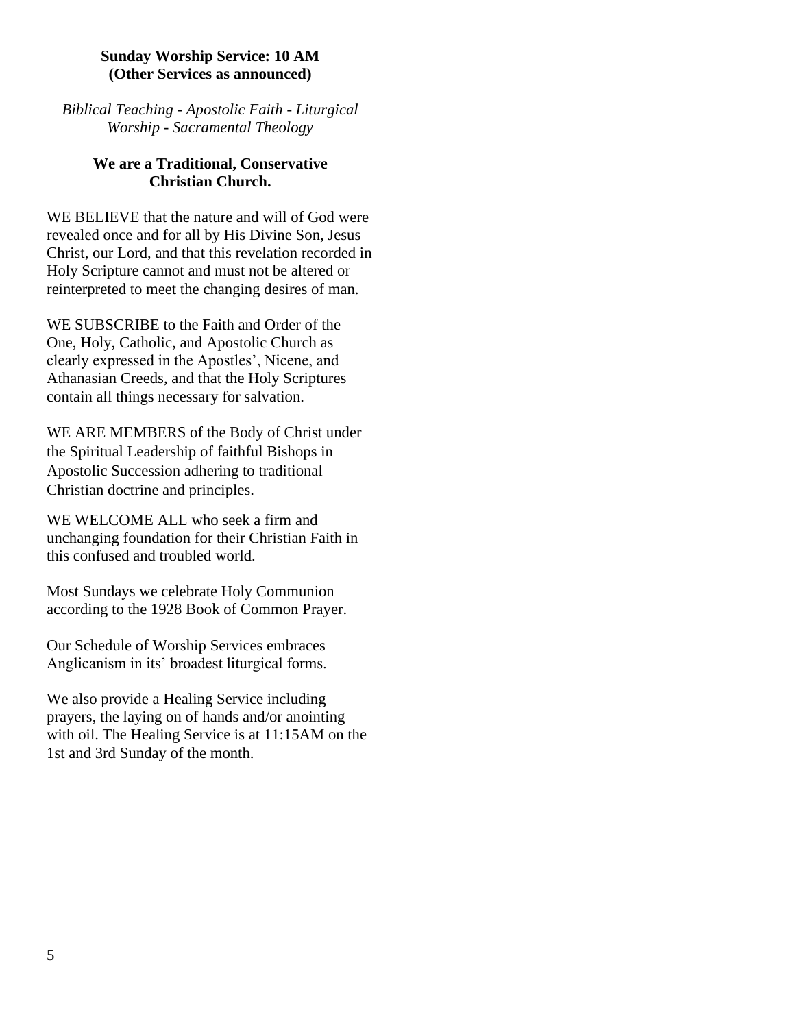**Sunday Worship Service: 10 AM**
**(Other Services as announced)**

*Biblical Teaching - Apostolic Faith - Liturgical Worship - Sacramental Theology*

**We are a Traditional, Conservative Christian Church.**

WE BELIEVE that the nature and will of God were revealed once and for all by His Divine Son, Jesus Christ, our Lord, and that this revelation recorded in Holy Scripture cannot and must not be altered or reinterpreted to meet the changing desires of man.

WE SUBSCRIBE to the Faith and Order of the One, Holy, Catholic, and Apostolic Church as clearly expressed in the Apostles', Nicene, and Athanasian Creeds, and that the Holy Scriptures contain all things necessary for salvation.

WE ARE MEMBERS of the Body of Christ under the Spiritual Leadership of faithful Bishops in Apostolic Succession adhering to traditional Christian doctrine and principles.

WE WELCOME ALL who seek a firm and unchanging foundation for their Christian Faith in this confused and troubled world.

Most Sundays we celebrate Holy Communion according to the 1928 Book of Common Prayer.

Our Schedule of Worship Services embraces Anglicanism in its' broadest liturgical forms.

We also provide a Healing Service including prayers, the laying on of hands and/or anointing with oil. The Healing Service is at 11:15AM on the 1st and 3rd Sunday of the month.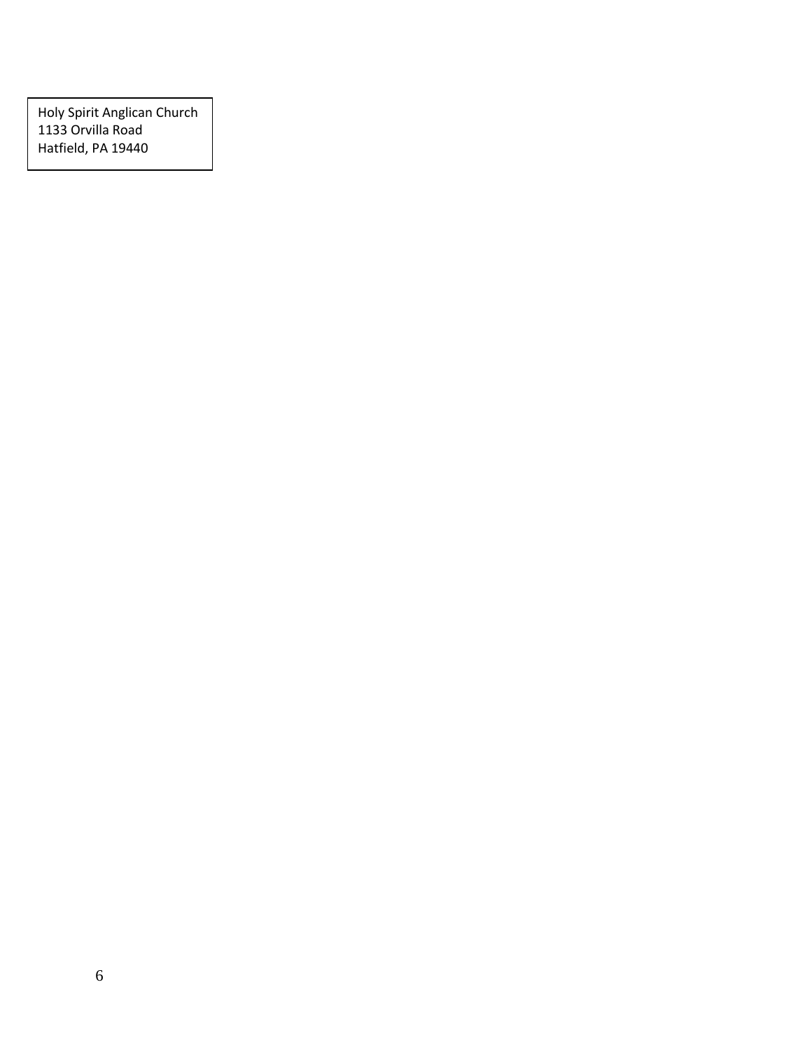Holy Spirit Anglican Church
1133 Orvilla Road
Hatfield, PA 19440